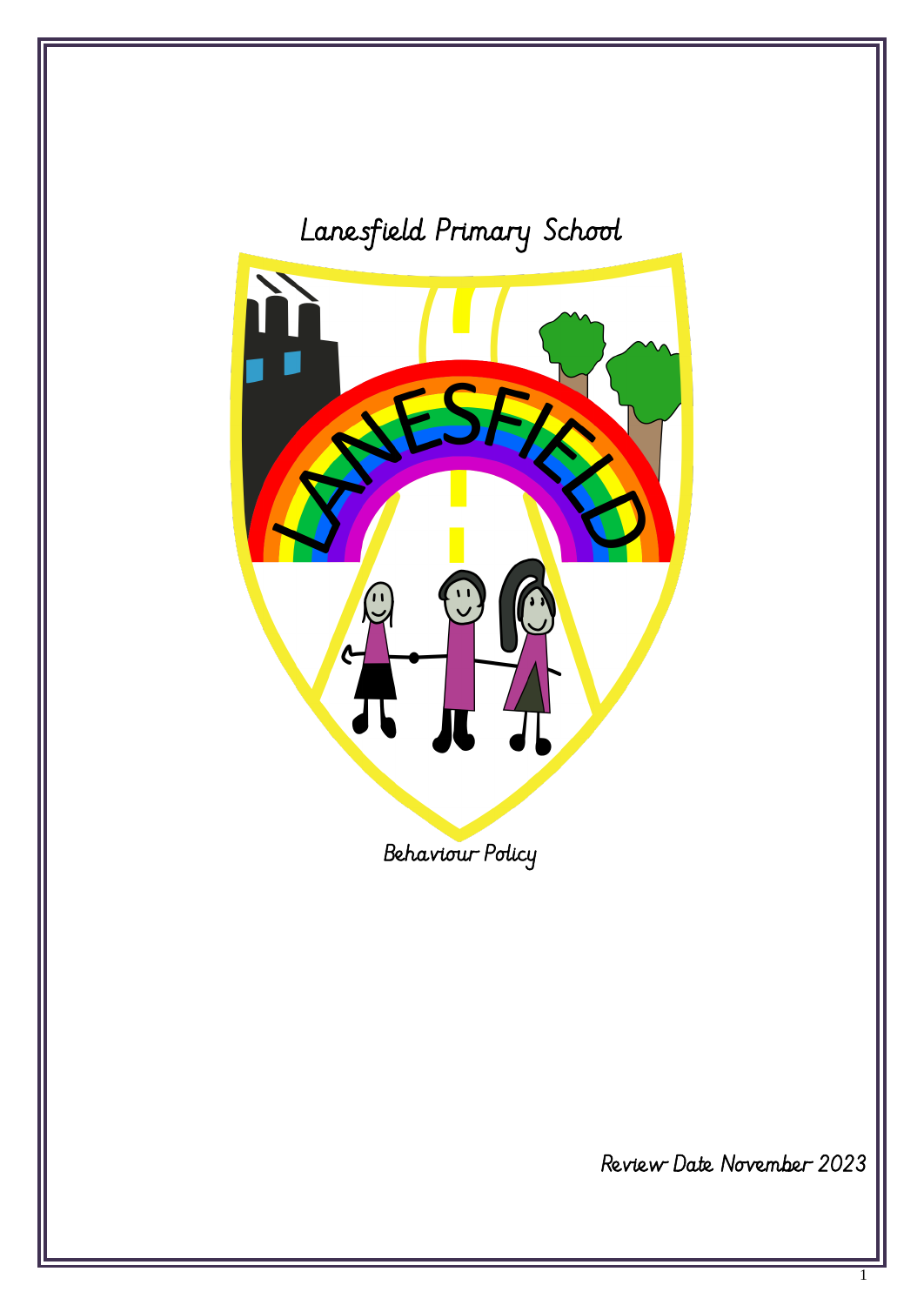# Lanesfield Primary School

Behaviour Policy

Review Date November 2023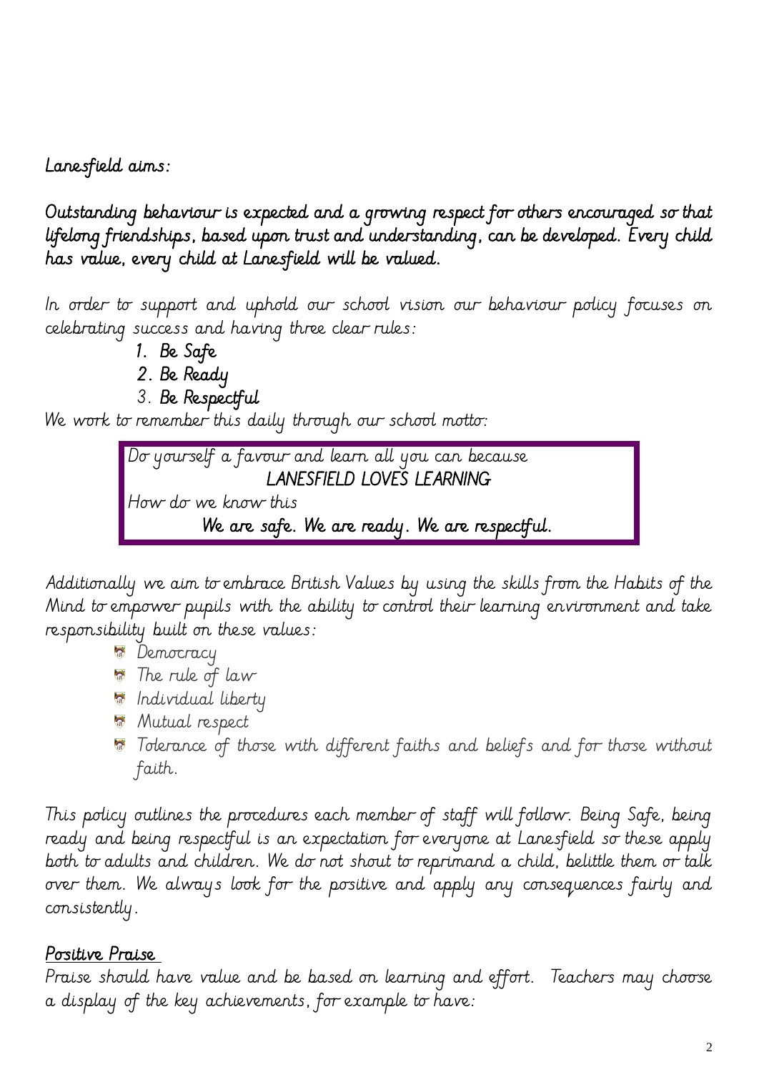Lanesfield aims:

**Outstanding behaviour is expected and a growing respect for others encouraged so that lifelong friendships, based upon trust and understanding, can be developed. Every child has value, every child at Lanesfield will be valued.**

In order to support and uphold our school vision our behaviour policy focuses on celebrating success and having three clear rules:

1. **Be Safe**
2. **Be Ready**
3. **Be Respectful**

We work to remember this daily through our school motto:

> Do yourself a favour and learn all you can because
> LANESFIELD LOVES LEARNING
> How do we know this
> **We are safe. We are ready. We are respectful.**

Additionally we aim to embrace British Values by using the skills from the Habits of the Mind to empower pupils with the ability to control their learning environment and take responsibility built on these values:

- Democracy
- The rule of law
- Individual liberty
- Mutual respect
- Tolerance of those with different faiths and beliefs and for those without faith.

This policy outlines the procedures each member of staff will follow. Being Safe, being ready and being respectful is an expectation for everyone at Lanesfield so these apply both to adults and children. We do not shout to reprimand a child, belittle them or talk over them. We always look for the positive and apply any consequences fairly and consistently.

**Positive Praise**

Praise should have value and be based on learning and effort. Teachers may choose a display of the key achievements, for example to have: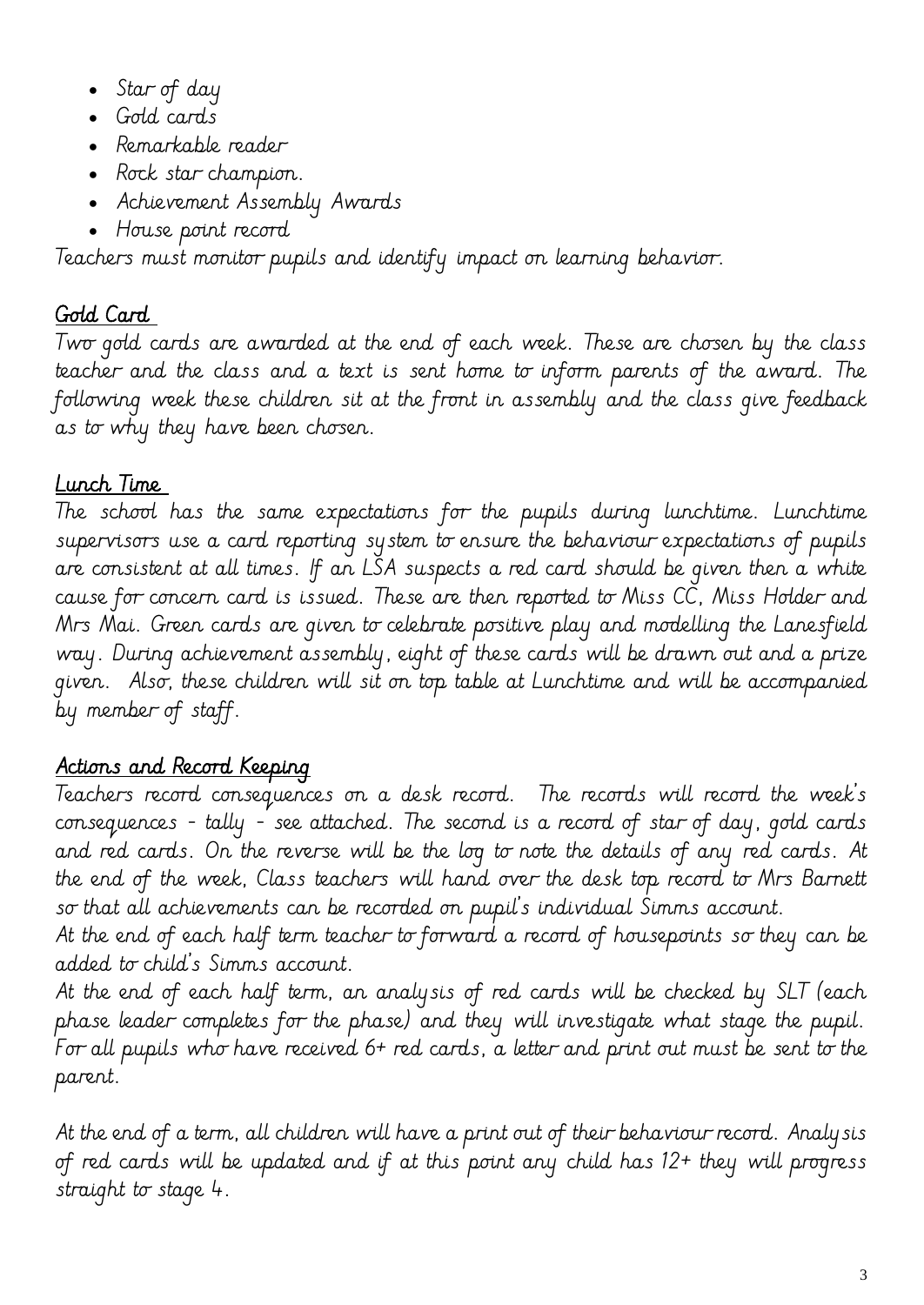- Star of day
- Gold cards
- Remarkable reader
- Rock star champion.
- Achievement Assembly Awards
- House point record

Teachers must monitor pupils and identify impact on learning behavior.

## Gold Card

Two gold cards are awarded at the end of each week. These are chosen by the class teacher and the class and a text is sent home to inform parents of the award. The following week these children sit at the front in assembly and the class give feedback as to why they have been chosen.

## Lunch Time

The school has the same expectations for the pupils during lunchtime. Lunchtime supervisors use a card reporting system to ensure the behaviour expectations of pupils are consistent at all times. If an LSA suspects a red card should be given then a white cause for concern card is issued. These are then reported to Miss CC, Miss Holder and Mrs Mai. Green cards are given to celebrate positive play and modelling the Lanesfield way. During achievement assembly, eight of these cards will be drawn out and a prize given. Also, these children will sit on top table at Lunchtime and will be accompanied by member of staff.

## Actions and Record Keeping

Teachers record consequences on a desk record. The records will record the week's consequences - tally - see attached. The second is a record of star of day, gold cards and red cards. On the reverse will be the log to note the details of any red cards. At the end of the week, Class teachers will hand over the desk top record to Mrs Barnett so that all achievements can be recorded on pupil's individual Simms account.

At the end of each half term teacher to forward a record of housepoints so they can be added to child's Simms account.

At the end of each half term, an analysis of red cards will be checked by SLT (each phase leader completes for the phase) and they will investigate what stage the pupil. For all pupils who have received 6+ red cards, a letter and print out must be sent to the parent.

At the end of a term, all children will have a print out of their behaviour record. Analysis of red cards will be updated and if at this point any child has 12+ they will progress straight to stage 4.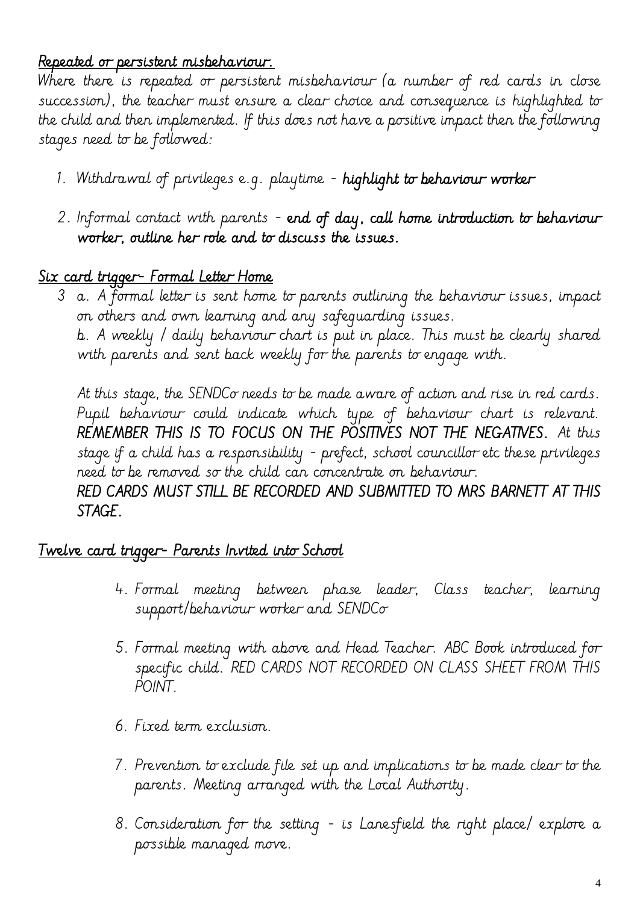## Repeated or persistent misbehaviour.

Where there is repeated or persistent misbehaviour (a number of red cards in close succession), the teacher must ensure a clear choice and consequence is highlighted to the child and then implemented. If this does not have a positive impact then the following stages need to be followed:

1. Withdrawal of privileges e.g. playtime - **highlight to behaviour worker**
2. Informal contact with parents - **end of day, call home introduction to behaviour worker, outline her role and to discuss the issues.**

## Six card trigger- Formal Letter Home

3 a. A formal letter is sent home to parents outlining the behaviour issues, impact on others and own learning and any safeguarding issues.
b. A weekly / daily behaviour chart is put in place. This must be clearly shared with parents and sent back weekly for the parents to engage with.

At this stage, the SENDCo needs to be made aware of action and rise in red cards. Pupil behaviour could indicate which type of behaviour chart is relevant. *REMEMBER THIS IS TO FOCUS ON THE POSITIVES NOT THE NEGATIVES.* At this stage if a child has a responsibility - prefect, school councillor etc these privileges need to be removed so the child can concentrate on behaviour.
*RED CARDS MUST STILL BE RECORDED AND SUBMITTED TO MRS BARNETT AT THIS STAGE.*

## Twelve card trigger- Parents Invited into School

4. Formal meeting between phase leader, Class teacher, learning support/behaviour worker and SENDCo
5. Formal meeting with above and Head Teacher. ABC Book introduced for specific child. RED CARDS NOT RECORDED ON CLASS SHEET FROM THIS POINT.
6. Fixed term exclusion.
7. Prevention to exclude file set up and implications to be made clear to the parents. Meeting arranged with the Local Authority.
8. Consideration for the setting - is Lanesfield the right place/ explore a possible managed move.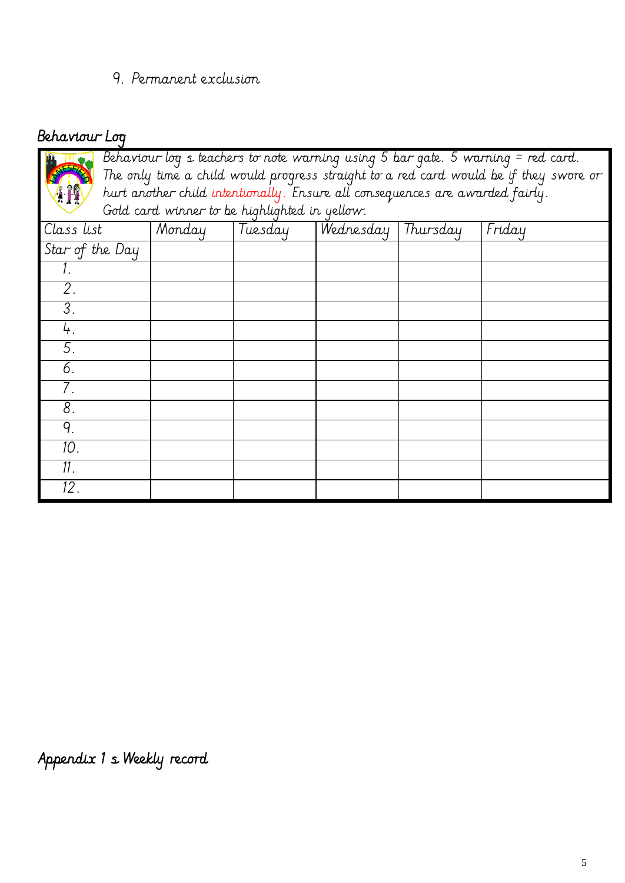9. Permanent exclusion

## Behaviour Log

| Behaviour log – teachers to note warning using 5 bar gate. 5 warning = red card. The only time a child would progress straight to a red card would be if they swore or hurt another child intentionally. Ensure all consequences are awarded fairly. Gold card winner to be highlighted in yellow. | | | | | |
|---|---|---|---|---|---|
| Class list | Monday | Tuesday | Wednesday | Thursday | Friday |
| Star of the Day | | | | | |
| 1. | | | | | |
| 2. | | | | | |
| 3. | | | | | |
| 4. | | | | | |
| 5. | | | | | |
| 6. | | | | | |
| 7. | | | | | |
| 8. | | | | | |
| 9. | | | | | |
| 10. | | | | | |
| 11. | | | | | |
| 12. | | | | | |

## Appendix 1 – Weekly record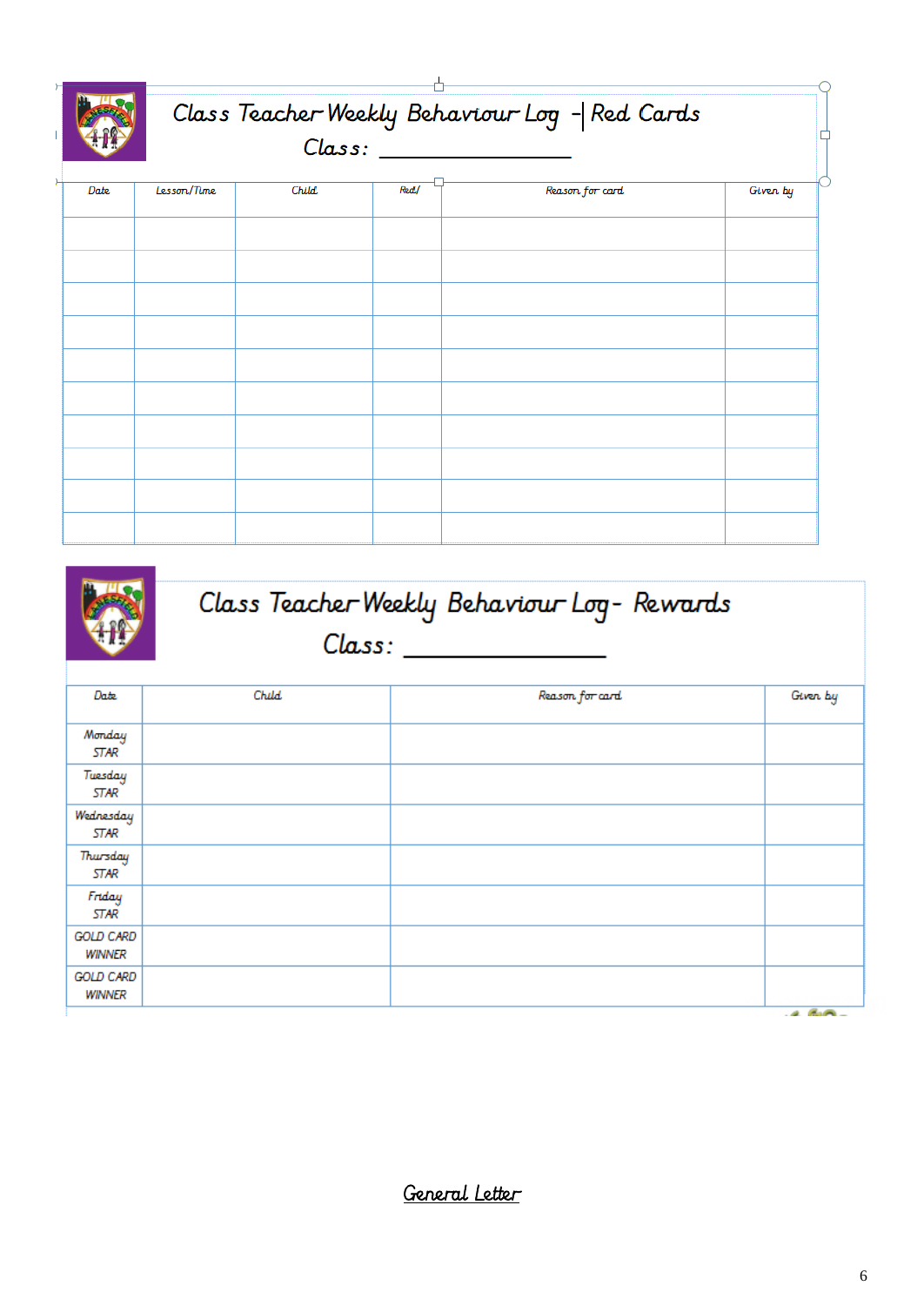## Class Teacher Weekly Behaviour Log - Red Cards

Class: ________________

| Date | Lesson/Time | Child | Red/ | Reason for card | Given by |
|---|---|---|---|---|---|
| | | | | | |
| | | | | | |
| | | | | | |
| | | | | | |
| | | | | | |
| | | | | | |
| | | | | | |
| | | | | | |
| | | | | | |
| | | | | | |

## Class Teacher Weekly Behaviour Log- Rewards

Class: ________________

| Date | Child | Reason for card | Given by |
|---|---|---|---|
| Monday STAR | | | |
| Tuesday STAR | | | |
| Wednesday STAR | | | |
| Thursday STAR | | | |
| Friday STAR | | | |
| GOLD CARD WINNER | | | |
| GOLD CARD WINNER | | | |

<u>General Letter</u>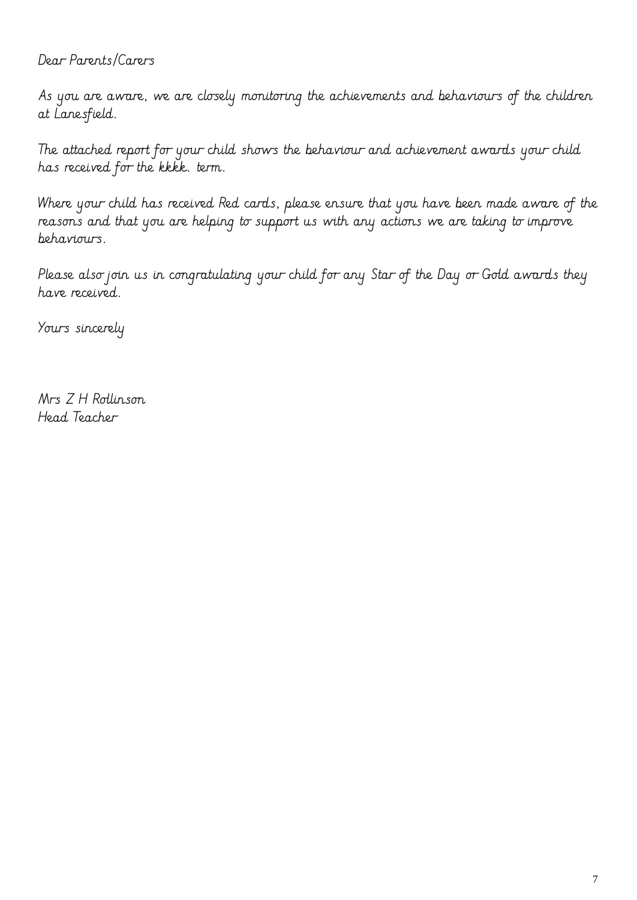Dear Parents/Carers

As you are aware, we are closely monitoring the achievements and behaviours of the children at Lanesfield.

The attached report for your child shows the behaviour and achievement awards your child has received for the kkkk. term.

Where your child has received Red cards, please ensure that you have been made aware of the reasons and that you are helping to support us with any actions we are taking to improve behaviours.

Please also join us in congratulating your child for any Star of the Day or Gold awards they have received.

Yours sincerely

Mrs Z H Rollinson
Head Teacher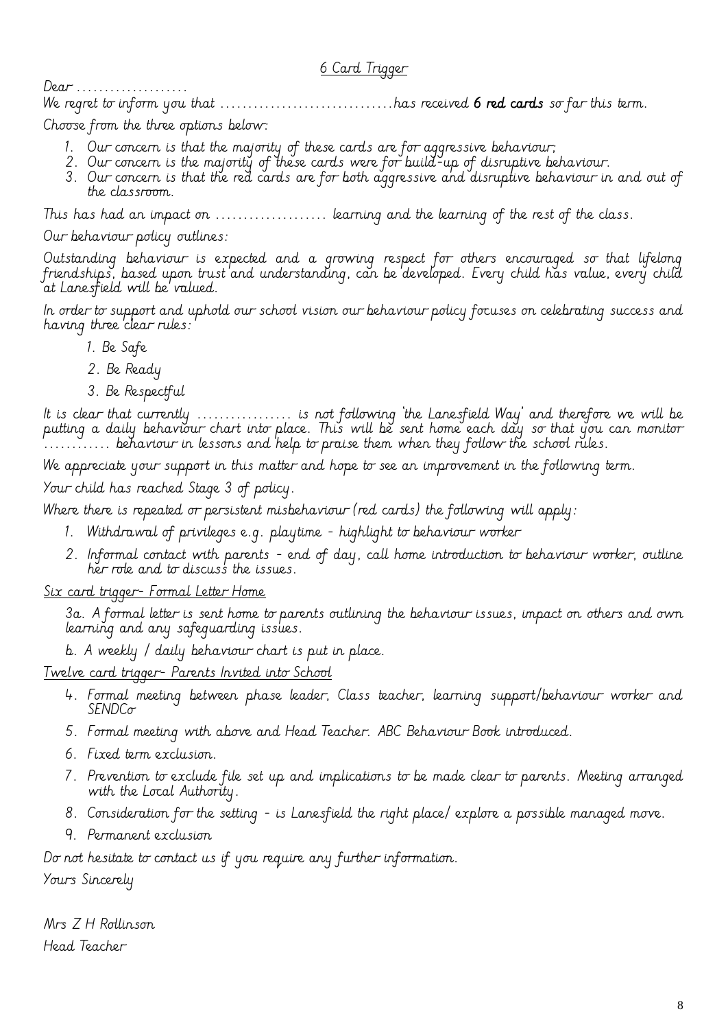<u>6 Card Trigger</u>

Dear ....................

We regret to inform you that ...............................has received **6 red cards** so far this term.

Choose from the three options below:

1. Our concern is that the majority of these cards are for aggressive behaviour;
2. Our concern is the majority of these cards were for build-up of disruptive behaviour.
3. Our concern is that the red cards are for both aggressive and disruptive behaviour in and out of the classroom.

This has had an impact on .................... learning and the learning of the rest of the class.

Our behaviour policy outlines:

Outstanding behaviour is expected and a growing respect for others encouraged so that lifelong friendships, based upon trust and understanding, can be developed. Every child has value, every child at Lanesfield will be valued.

In order to support and uphold our school vision our behaviour policy focuses on celebrating success and having three clear rules:

1. Be Safe
2. Be Ready
3. Be Respectful

It is clear that currently ................. is not following 'the Lanesfield Way' and therefore we will be putting a daily behaviour chart into place. This will be sent home each day so that you can monitor ........... behaviour in lessons and help to praise them when they follow the school rules.

We appreciate your support in this matter and hope to see an improvement in the following term.

Your child has reached Stage 3 of policy.

Where there is repeated or persistent misbehaviour (red cards) the following will apply:

1. Withdrawal of privileges e.g. playtime - highlight to behaviour worker
2. Informal contact with parents - end of day, call home introduction to behaviour worker, outline her role and to discuss the issues.

<u>Six card trigger- Formal Letter Home</u>

3a. A formal letter is sent home to parents outlining the behaviour issues, impact on others and own learning and any safeguarding issues.

b. A weekly / daily behaviour chart is put in place.

<u>Twelve card trigger- Parents Invited into School</u>

4. Formal meeting between phase leader, Class teacher, learning support/behaviour worker and SENDCo
5. Formal meeting with above and Head Teacher. ABC Behaviour Book introduced.
6. Fixed term exclusion.
7. Prevention to exclude file set up and implications to be made clear to parents. Meeting arranged with the Local Authority.
8. Consideration for the setting - is Lanesfield the right place/ explore a possible managed move.
9. Permanent exclusion

Do not hesitate to contact us if you require any further information.

Yours Sincerely

Mrs Z H Rollinson

Head Teacher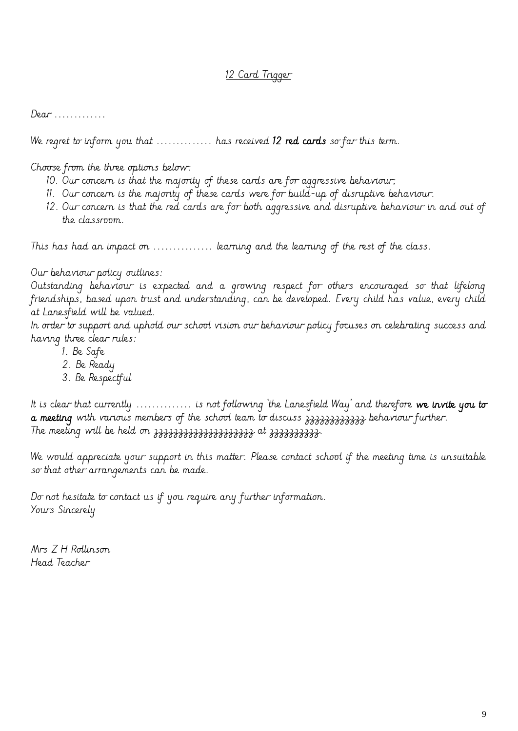12 Card Trigger

Dear .............

We regret to inform you that .............. has received **12 red cards** so far this term.

Choose from the three options below:

10. Our concern is that the majority of these cards are for aggressive behaviour;
11. Our concern is the majority of these cards were for build-up of disruptive behaviour.
12. Our concern is that the red cards are for both aggressive and disruptive behaviour in and out of the classroom.

This has had an impact on ............... learning and the learning of the rest of the class.

Our behaviour policy outlines:

Outstanding behaviour is expected and a growing respect for others encouraged so that lifelong friendships, based upon trust and understanding, can be developed. Every child has value, every child at Lanesfield will be valued.

In order to support and uphold our school vision our behaviour policy focuses on celebrating success and having three clear rules:

1. Be Safe
2. Be Ready
3. Be Respectful

It is clear that currently ............. is not following 'the Lanesfield Way' and therefore **we invite you to a meeting** with various members of the school team to discuss zzzzzzzzzzzz behaviour further. The meeting will be held on zzzzzzzzzzzzzzzzzzzzz at zzzzzzzzzz.

We would appreciate your support in this matter. Please contact school if the meeting time is unsuitable so that other arrangements can be made.

Do not hesitate to contact us if you require any further information.
Yours Sincerely

Mrs Z H Rollinson
Head Teacher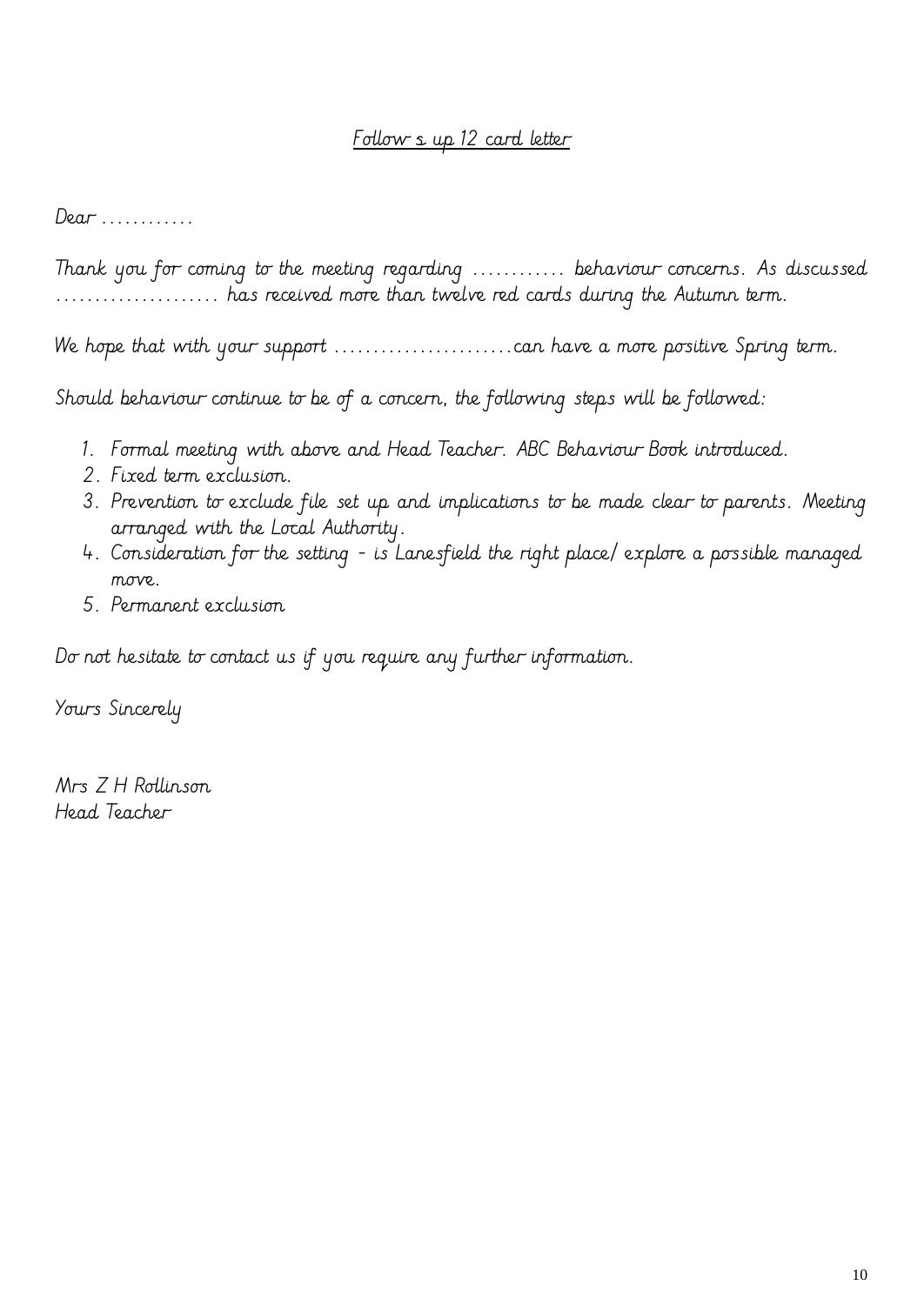<u>Follow s up 12 card letter</u>

Dear …………

Thank you for coming to the meeting regarding ………… behaviour concerns. As discussed ………………… has received more than twelve red cards during the Autumn term.

We hope that with your support ……………………can have a more positive Spring term.

Should behaviour continue to be of a concern, the following steps will be followed:

1. Formal meeting with above and Head Teacher. ABC Behaviour Book introduced.
2. Fixed term exclusion.
3. Prevention to exclude file set up and implications to be made clear to parents. Meeting arranged with the Local Authority.
4. Consideration for the setting - is Lanesfield the right place/ explore a possible managed move.
5. Permanent exclusion

Do not hesitate to contact us if you require any further information.

Yours Sincerely

Mrs Z H Rollinson
Head Teacher